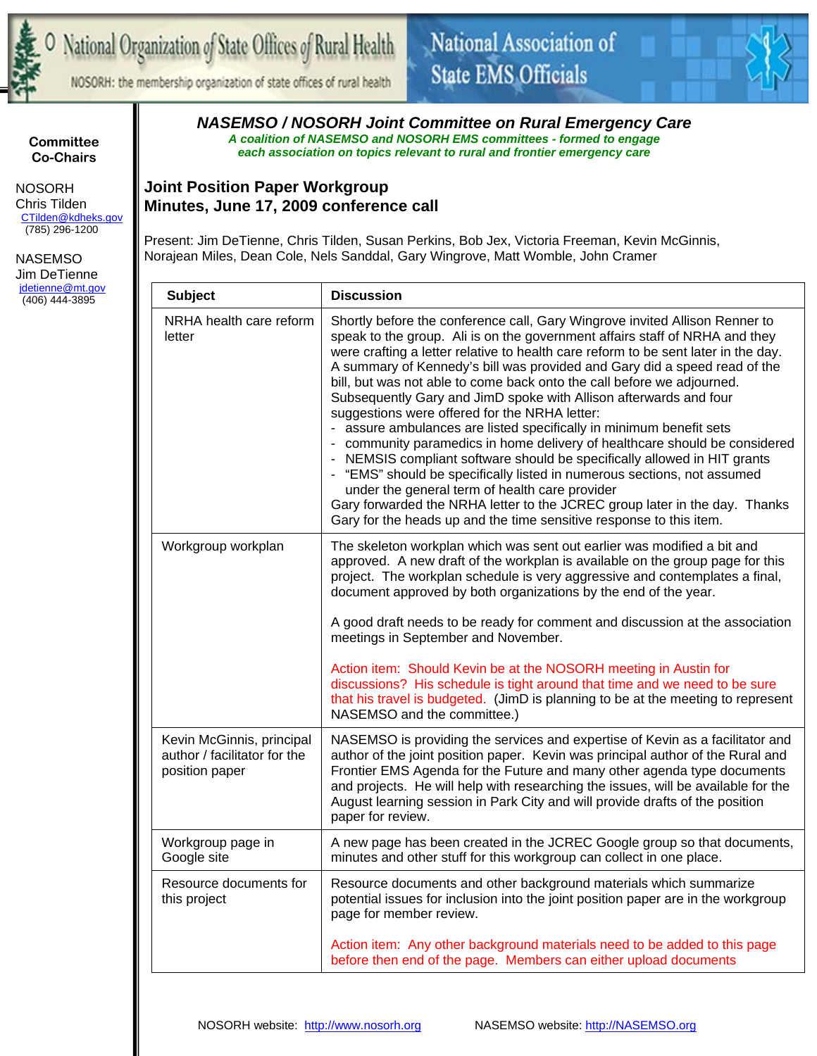National Organization of State Offices of Rural Health

NOSORH: the membership organization of state offices of rural health

National Association of State EMS Officials

# NASEMSO / NOSORH Joint Committee on Rural Emergency Care

*A coalition of NASEMSO and NOSORH EMS committees - formed to engage each association on topics relevant to rural and frontier emergency care*

**Committee Co-Chairs**

NOSORH
Chris Tilden
CTilden@kdheks.gov
(785) 296-1200

NASEMSO
Jim DeTienne
jdetienne@mt.gov
(406) 444-3895

## Joint Position Paper Workgroup
## Minutes, June 17, 2009 conference call

Present: Jim DeTienne, Chris Tilden, Susan Perkins, Bob Jex, Victoria Freeman, Kevin McGinnis, Norajean Miles, Dean Cole, Nels Sanddal, Gary Wingrove, Matt Womble, John Cramer

| Subject | Discussion |
| --- | --- |
| NRHA health care reform letter | Shortly before the conference call, Gary Wingrove invited Allison Renner to speak to the group. Ali is on the government affairs staff of NRHA and they were crafting a letter relative to health care reform to be sent later in the day. A summary of Kennedy's bill was provided and Gary did a speed read of the bill, but was not able to come back onto the call before we adjourned. Subsequently Gary and JimD spoke with Allison afterwards and four suggestions were offered for the NRHA letter:<br>- assure ambulances are listed specifically in minimum benefit sets<br>- community paramedics in home delivery of healthcare should be considered<br>- NEMSIS compliant software should be specifically allowed in HIT grants<br>- "EMS" should be specifically listed in numerous sections, not assumed under the general term of health care provider<br>Gary forwarded the NRHA letter to the JCREC group later in the day. Thanks Gary for the heads up and the time sensitive response to this item. |
| Workgroup workplan | The skeleton workplan which was sent out earlier was modified a bit and approved. A new draft of the workplan is available on the group page for this project. The workplan schedule is very aggressive and contemplates a final, document approved by both organizations by the end of the year.<br><br>A good draft needs to be ready for comment and discussion at the association meetings in September and November.<br><br>Action item: Should Kevin be at the NOSORH meeting in Austin for discussions? His schedule is tight around that time and we need to be sure that his travel is budgeted. (JimD is planning to be at the meeting to represent NASEMSO and the committee.) |
| Kevin McGinnis, principal author / facilitator for the position paper | NASEMSO is providing the services and expertise of Kevin as a facilitator and author of the joint position paper. Kevin was principal author of the Rural and Frontier EMS Agenda for the Future and many other agenda type documents and projects. He will help with researching the issues, will be available for the August learning session in Park City and will provide drafts of the position paper for review. |
| Workgroup page in Google site | A new page has been created in the JCREC Google group so that documents, minutes and other stuff for this workgroup can collect in one place. |
| Resource documents for this project | Resource documents and other background materials which summarize potential issues for inclusion into the joint position paper are in the workgroup page for member review.<br><br>Action item: Any other background materials need to be added to this page before then end of the page. Members can either upload documents |

NOSORH website: http://www.nosorh.org NASEMSO website: http://NASEMSO.org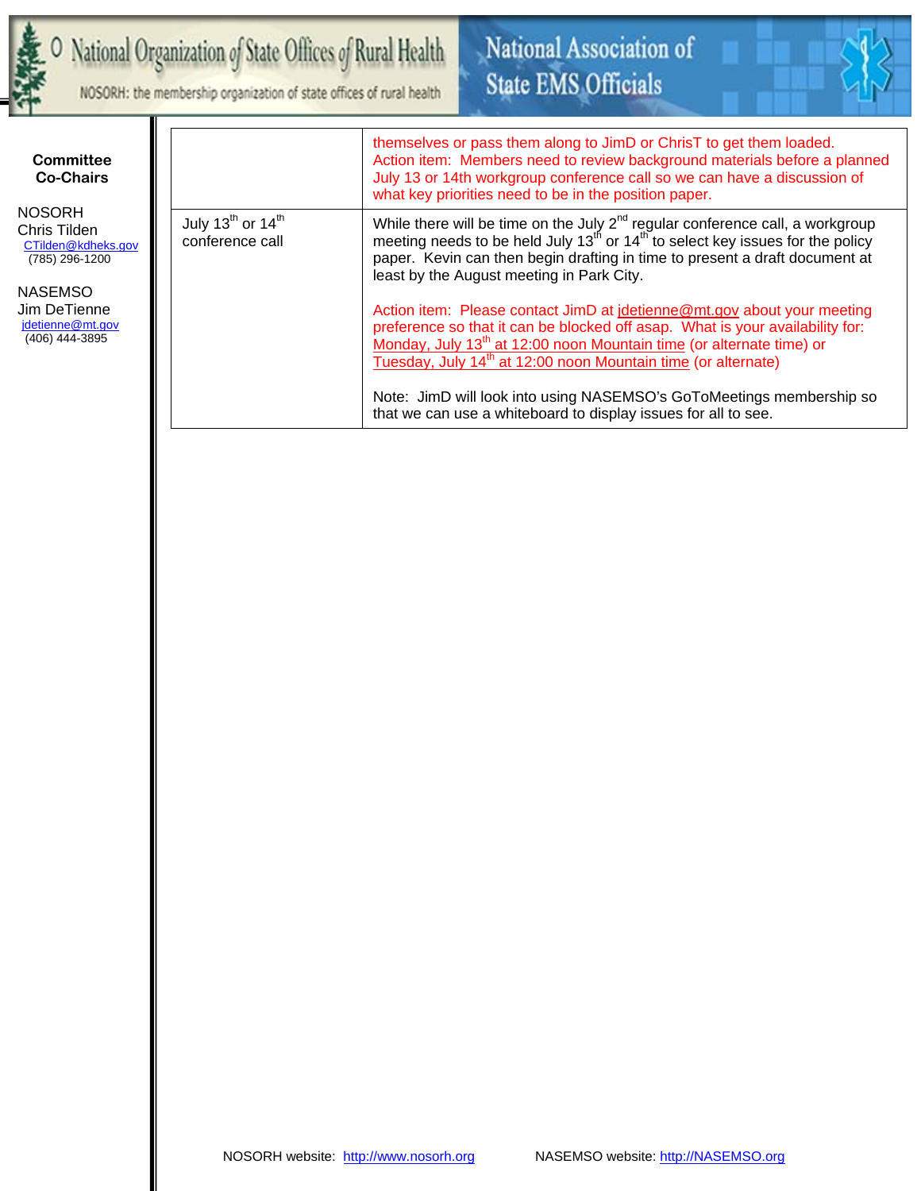**Committee Co-Chairs**

NOSORH
Chris Tilden
CTilden@kdheks.gov
(785) 296-1200

NASEMSO
Jim DeTienne
jdetienne@mt.gov
(406) 444-3895

| | |
|---|---|
| | themselves or pass them along to JimD or ChrisT to get them loaded. Action item: Members need to review background materials before a planned July 13 or 14th workgroup conference call so we can have a discussion of what key priorities need to be in the position paper. |
| July 13th or 14th conference call | While there will be time on the July 2nd regular conference call, a workgroup meeting needs to be held July 13th or 14th to select key issues for the policy paper. Kevin can then begin drafting in time to present a draft document at least by the August meeting in Park City.<br><br>Action item: Please contact JimD at jdetienne@mt.gov about your meeting preference so that it can be blocked off asap. What is your availability for: Monday, July 13th at 12:00 noon Mountain time (or alternate time) or Tuesday, July 14th at 12:00 noon Mountain time (or alternate)<br><br>Note: JimD will look into using NASEMSO's GoToMeetings membership so that we can use a whiteboard to display issues for all to see. |

NOSORH website: http://www.nosorh.org NASEMSO website: http://NASEMSO.org